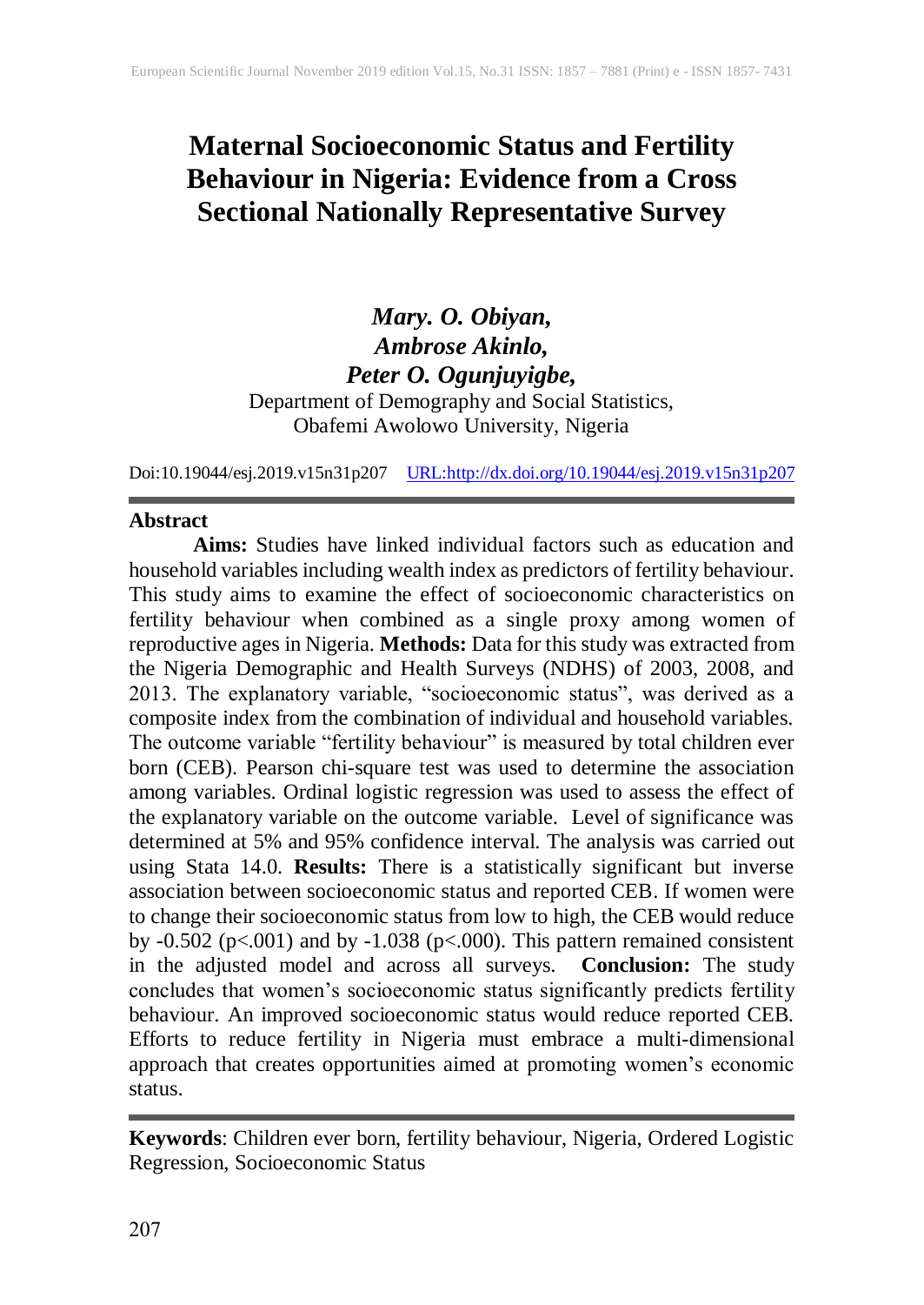# Maternal Socioeconomic Status and Fertility Behaviour in Nigeria: Evidence from a Cross Sectional Nationally Representative Survey

***Mary. O. Obiyan,***
***Ambrose Akinlo,***
***Peter O. Ogunjuyigbe,***
Department of Demography and Social Statistics,
Obafemi Awolowo University, Nigeria

Doi:10.19044/esj.2019.v15n31p207 URL:http://dx.doi.org/10.19044/esj.2019.v15n31p207

## Abstract

**Aims:** Studies have linked individual factors such as education and household variables including wealth index as predictors of fertility behaviour. This study aims to examine the effect of socioeconomic characteristics on fertility behaviour when combined as a single proxy among women of reproductive ages in Nigeria. **Methods:** Data for this study was extracted from the Nigeria Demographic and Health Surveys (NDHS) of 2003, 2008, and 2013. The explanatory variable, "socioeconomic status", was derived as a composite index from the combination of individual and household variables. The outcome variable "fertility behaviour" is measured by total children ever born (CEB). Pearson chi-square test was used to determine the association among variables. Ordinal logistic regression was used to assess the effect of the explanatory variable on the outcome variable. Level of significance was determined at 5% and 95% confidence interval. The analysis was carried out using Stata 14.0. **Results:** There is a statistically significant but inverse association between socioeconomic status and reported CEB. If women were to change their socioeconomic status from low to high, the CEB would reduce by -0.502 ($p<.001$) and by -1.038 ($p<.000$). This pattern remained consistent in the adjusted model and across all surveys. **Conclusion:** The study concludes that women's socioeconomic status significantly predicts fertility behaviour. An improved socioeconomic status would reduce reported CEB. Efforts to reduce fertility in Nigeria must embrace a multi-dimensional approach that creates opportunities aimed at promoting women's economic status.

**Keywords**: Children ever born, fertility behaviour, Nigeria, Ordered Logistic Regression, Socioeconomic Status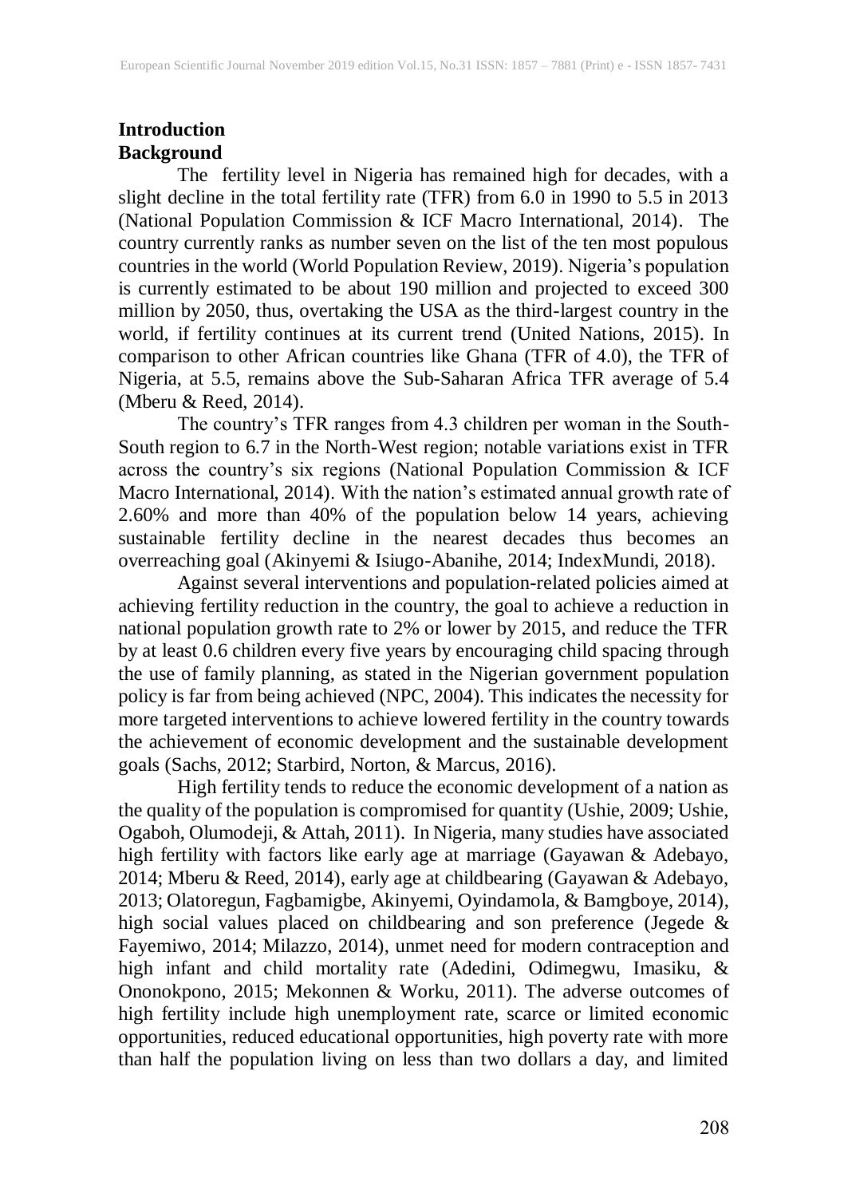## Introduction

### Background

The fertility level in Nigeria has remained high for decades, with a slight decline in the total fertility rate (TFR) from 6.0 in 1990 to 5.5 in 2013 (National Population Commission & ICF Macro International, 2014). The country currently ranks as number seven on the list of the ten most populous countries in the world (World Population Review, 2019). Nigeria's population is currently estimated to be about 190 million and projected to exceed 300 million by 2050, thus, overtaking the USA as the third-largest country in the world, if fertility continues at its current trend (United Nations, 2015). In comparison to other African countries like Ghana (TFR of 4.0), the TFR of Nigeria, at 5.5, remains above the Sub-Saharan Africa TFR average of 5.4 (Mberu & Reed, 2014).

The country's TFR ranges from 4.3 children per woman in the South-South region to 6.7 in the North-West region; notable variations exist in TFR across the country's six regions (National Population Commission & ICF Macro International, 2014). With the nation's estimated annual growth rate of 2.60% and more than 40% of the population below 14 years, achieving sustainable fertility decline in the nearest decades thus becomes an overreaching goal (Akinyemi & Isiugo-Abanihe, 2014; IndexMundi, 2018).

Against several interventions and population-related policies aimed at achieving fertility reduction in the country, the goal to achieve a reduction in national population growth rate to 2% or lower by 2015, and reduce the TFR by at least 0.6 children every five years by encouraging child spacing through the use of family planning, as stated in the Nigerian government population policy is far from being achieved (NPC, 2004). This indicates the necessity for more targeted interventions to achieve lowered fertility in the country towards the achievement of economic development and the sustainable development goals (Sachs, 2012; Starbird, Norton, & Marcus, 2016).

High fertility tends to reduce the economic development of a nation as the quality of the population is compromised for quantity (Ushie, 2009; Ushie, Ogaboh, Olumodeji, & Attah, 2011). In Nigeria, many studies have associated high fertility with factors like early age at marriage (Gayawan & Adebayo, 2014; Mberu & Reed, 2014), early age at childbearing (Gayawan & Adebayo, 2013; Olatoregun, Fagbamigbe, Akinyemi, Oyindamola, & Bamgboye, 2014), high social values placed on childbearing and son preference (Jegede & Fayemiwo, 2014; Milazzo, 2014), unmet need for modern contraception and high infant and child mortality rate (Adedini, Odimegwu, Imasiku, & Ononokpono, 2015; Mekonnen & Worku, 2011). The adverse outcomes of high fertility include high unemployment rate, scarce or limited economic opportunities, reduced educational opportunities, high poverty rate with more than half the population living on less than two dollars a day, and limited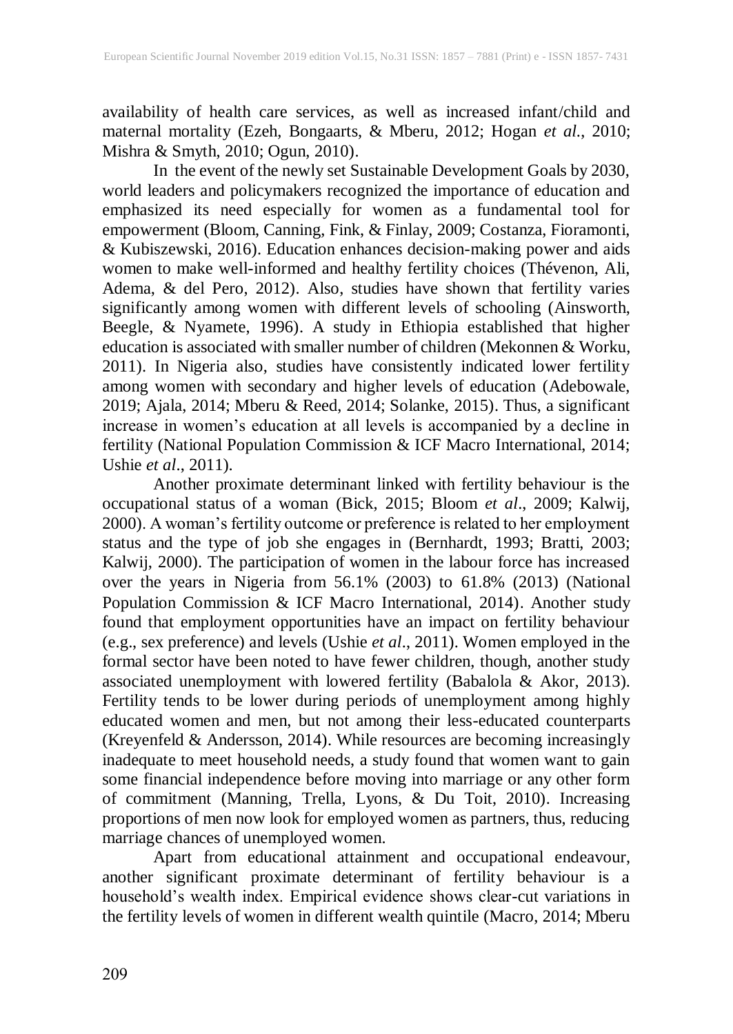availability of health care services, as well as increased infant/child and maternal mortality (Ezeh, Bongaarts, & Mberu, 2012; Hogan *et al*., 2010; Mishra & Smyth, 2010; Ogun, 2010).

In the event of the newly set Sustainable Development Goals by 2030, world leaders and policymakers recognized the importance of education and emphasized its need especially for women as a fundamental tool for empowerment (Bloom, Canning, Fink, & Finlay, 2009; Costanza, Fioramonti, & Kubiszewski, 2016). Education enhances decision-making power and aids women to make well-informed and healthy fertility choices (Thévenon, Ali, Adema, & del Pero, 2012). Also, studies have shown that fertility varies significantly among women with different levels of schooling (Ainsworth, Beegle, & Nyamete, 1996). A study in Ethiopia established that higher education is associated with smaller number of children (Mekonnen & Worku, 2011). In Nigeria also, studies have consistently indicated lower fertility among women with secondary and higher levels of education (Adebowale, 2019; Ajala, 2014; Mberu & Reed, 2014; Solanke, 2015). Thus, a significant increase in women's education at all levels is accompanied by a decline in fertility (National Population Commission & ICF Macro International, 2014; Ushie *et al*., 2011).

Another proximate determinant linked with fertility behaviour is the occupational status of a woman (Bick, 2015; Bloom *et al*., 2009; Kalwij, 2000). A woman's fertility outcome or preference is related to her employment status and the type of job she engages in (Bernhardt, 1993; Bratti, 2003; Kalwij, 2000). The participation of women in the labour force has increased over the years in Nigeria from 56.1% (2003) to 61.8% (2013) (National Population Commission & ICF Macro International, 2014). Another study found that employment opportunities have an impact on fertility behaviour (e.g., sex preference) and levels (Ushie *et al*., 2011). Women employed in the formal sector have been noted to have fewer children, though, another study associated unemployment with lowered fertility (Babalola & Akor, 2013). Fertility tends to be lower during periods of unemployment among highly educated women and men, but not among their less-educated counterparts (Kreyenfeld & Andersson, 2014). While resources are becoming increasingly inadequate to meet household needs, a study found that women want to gain some financial independence before moving into marriage or any other form of commitment (Manning, Trella, Lyons, & Du Toit, 2010). Increasing proportions of men now look for employed women as partners, thus, reducing marriage chances of unemployed women.

Apart from educational attainment and occupational endeavour, another significant proximate determinant of fertility behaviour is a household's wealth index. Empirical evidence shows clear-cut variations in the fertility levels of women in different wealth quintile (Macro, 2014; Mberu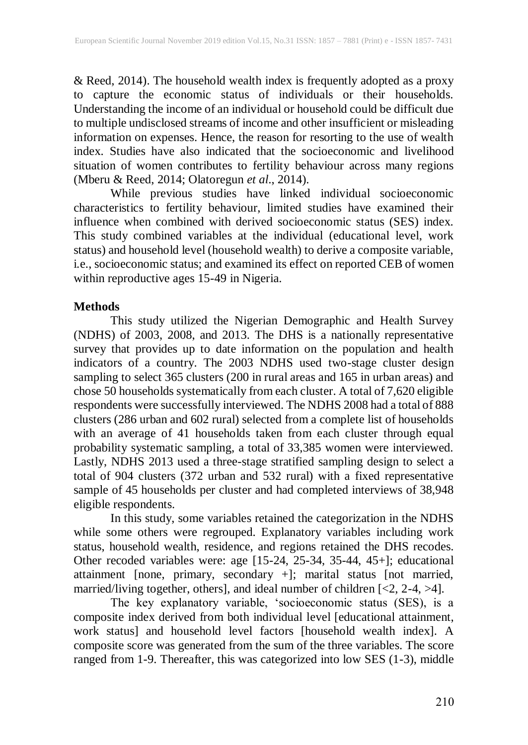& Reed, 2014). The household wealth index is frequently adopted as a proxy to capture the economic status of individuals or their households. Understanding the income of an individual or household could be difficult due to multiple undisclosed streams of income and other insufficient or misleading information on expenses. Hence, the reason for resorting to the use of wealth index. Studies have also indicated that the socioeconomic and livelihood situation of women contributes to fertility behaviour across many regions (Mberu & Reed, 2014; Olatoregun *et al.*, 2014).

While previous studies have linked individual socioeconomic characteristics to fertility behaviour, limited studies have examined their influence when combined with derived socioeconomic status (SES) index. This study combined variables at the individual (educational level, work status) and household level (household wealth) to derive a composite variable, i.e., socioeconomic status; and examined its effect on reported CEB of women within reproductive ages 15-49 in Nigeria.

## Methods

This study utilized the Nigerian Demographic and Health Survey (NDHS) of 2003, 2008, and 2013. The DHS is a nationally representative survey that provides up to date information on the population and health indicators of a country. The 2003 NDHS used two-stage cluster design sampling to select 365 clusters (200 in rural areas and 165 in urban areas) and chose 50 households systematically from each cluster. A total of 7,620 eligible respondents were successfully interviewed. The NDHS 2008 had a total of 888 clusters (286 urban and 602 rural) selected from a complete list of households with an average of 41 households taken from each cluster through equal probability systematic sampling, a total of 33,385 women were interviewed. Lastly, NDHS 2013 used a three-stage stratified sampling design to select a total of 904 clusters (372 urban and 532 rural) with a fixed representative sample of 45 households per cluster and had completed interviews of 38,948 eligible respondents.

In this study, some variables retained the categorization in the NDHS while some others were regrouped. Explanatory variables including work status, household wealth, residence, and regions retained the DHS recodes. Other recoded variables were: age [15-24, 25-34, 35-44, 45+]; educational attainment [none, primary, secondary +]; marital status [not married, married/living together, others], and ideal number of children [<2, 2-4, >4].

The key explanatory variable, 'socioeconomic status (SES), is a composite index derived from both individual level [educational attainment, work status] and household level factors [household wealth index]. A composite score was generated from the sum of the three variables. The score ranged from 1-9. Thereafter, this was categorized into low SES (1-3), middle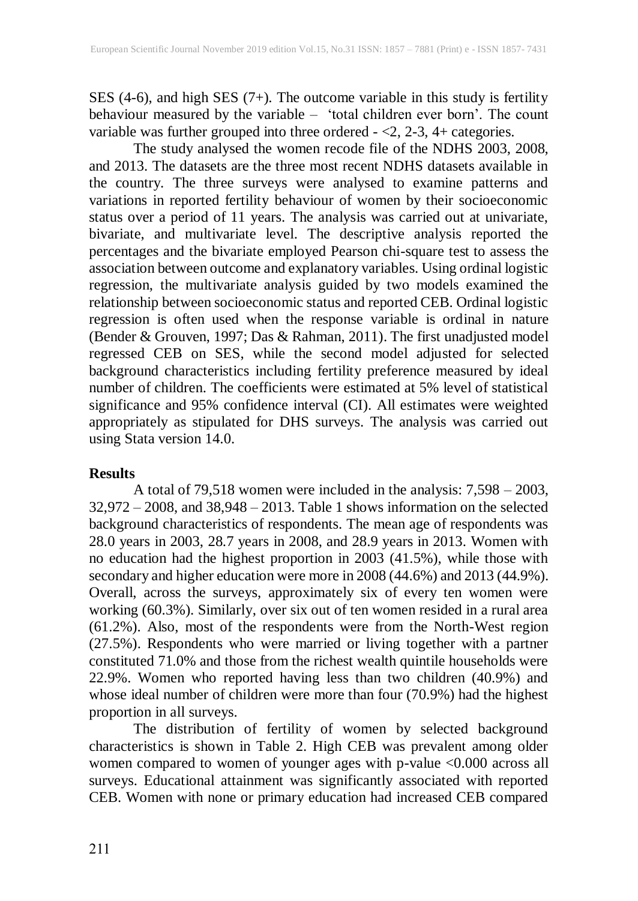SES (4-6), and high SES (7+). The outcome variable in this study is fertility behaviour measured by the variable – 'total children ever born'. The count variable was further grouped into three ordered - <2, 2-3, 4+ categories.

The study analysed the women recode file of the NDHS 2003, 2008, and 2013. The datasets are the three most recent NDHS datasets available in the country. The three surveys were analysed to examine patterns and variations in reported fertility behaviour of women by their socioeconomic status over a period of 11 years. The analysis was carried out at univariate, bivariate, and multivariate level. The descriptive analysis reported the percentages and the bivariate employed Pearson chi-square test to assess the association between outcome and explanatory variables. Using ordinal logistic regression, the multivariate analysis guided by two models examined the relationship between socioeconomic status and reported CEB. Ordinal logistic regression is often used when the response variable is ordinal in nature (Bender & Grouven, 1997; Das & Rahman, 2011). The first unadjusted model regressed CEB on SES, while the second model adjusted for selected background characteristics including fertility preference measured by ideal number of children. The coefficients were estimated at 5% level of statistical significance and 95% confidence interval (CI). All estimates were weighted appropriately as stipulated for DHS surveys. The analysis was carried out using Stata version 14.0.

## Results

A total of 79,518 women were included in the analysis: 7,598 – 2003, 32,972 – 2008, and 38,948 – 2013. Table 1 shows information on the selected background characteristics of respondents. The mean age of respondents was 28.0 years in 2003, 28.7 years in 2008, and 28.9 years in 2013. Women with no education had the highest proportion in 2003 (41.5%), while those with secondary and higher education were more in 2008 (44.6%) and 2013 (44.9%). Overall, across the surveys, approximately six of every ten women were working (60.3%). Similarly, over six out of ten women resided in a rural area (61.2%). Also, most of the respondents were from the North-West region (27.5%). Respondents who were married or living together with a partner constituted 71.0% and those from the richest wealth quintile households were 22.9%. Women who reported having less than two children (40.9%) and whose ideal number of children were more than four (70.9%) had the highest proportion in all surveys.

The distribution of fertility of women by selected background characteristics is shown in Table 2. High CEB was prevalent among older women compared to women of younger ages with p-value <0.000 across all surveys. Educational attainment was significantly associated with reported CEB. Women with none or primary education had increased CEB compared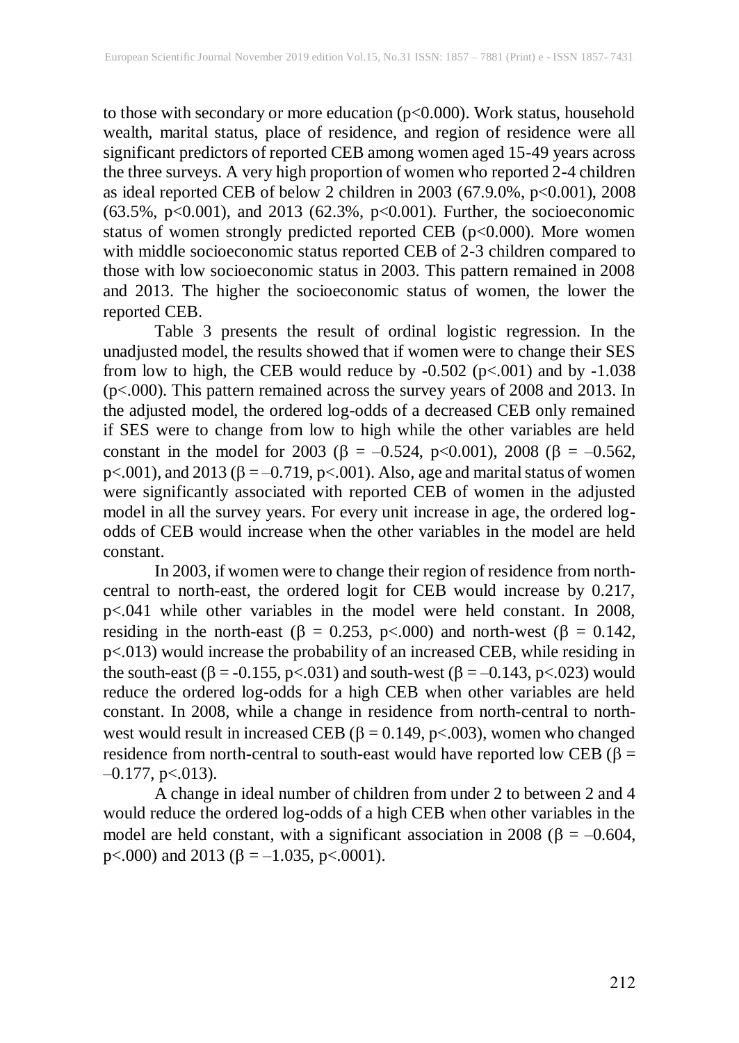to those with secondary or more education ($p<0.000$). Work status, household wealth, marital status, place of residence, and region of residence were all significant predictors of reported CEB among women aged 15-49 years across the three surveys. A very high proportion of women who reported 2-4 children as ideal reported CEB of below 2 children in 2003 (67.9.0%, $p<0.001$), 2008 (63.5%, $p<0.001$), and 2013 (62.3%, $p<0.001$). Further, the socioeconomic status of women strongly predicted reported CEB ($p<0.000$). More women with middle socioeconomic status reported CEB of 2-3 children compared to those with low socioeconomic status in 2003. This pattern remained in 2008 and 2013. The higher the socioeconomic status of women, the lower the reported CEB.

Table 3 presents the result of ordinal logistic regression. In the unadjusted model, the results showed that if women were to change their SES from low to high, the CEB would reduce by -0.502 ($p<.001$) and by -1.038 ($p<.000$). This pattern remained across the survey years of 2008 and 2013. In the adjusted model, the ordered log-odds of a decreased CEB only remained if SES were to change from low to high while the other variables are held constant in the model for 2003 ($\beta = -0.524$, $p<0.001$), 2008 ($\beta = -0.562$, $p<.001$), and 2013 ($\beta = -0.719$, $p<.001$). Also, age and marital status of women were significantly associated with reported CEB of women in the adjusted model in all the survey years. For every unit increase in age, the ordered log-odds of CEB would increase when the other variables in the model are held constant.

In 2003, if women were to change their region of residence from north-central to north-east, the ordered logit for CEB would increase by 0.217, $p<.041$ while other variables in the model were held constant. In 2008, residing in the north-east ($\beta = 0.253$, $p<.000$) and north-west ($\beta = 0.142$, $p<.013$) would increase the probability of an increased CEB, while residing in the south-east ($\beta = -0.155$, $p<.031$) and south-west ($\beta = -0.143$, $p<.023$) would reduce the ordered log-odds for a high CEB when other variables are held constant. In 2008, while a change in residence from north-central to north-west would result in increased CEB ($\beta = 0.149$, $p<.003$), women who changed residence from north-central to south-east would have reported low CEB ($\beta = -0.177$, $p<.013$).

A change in ideal number of children from under 2 to between 2 and 4 would reduce the ordered log-odds of a high CEB when other variables in the model are held constant, with a significant association in 2008 ($\beta = -0.604$, $p<.000$) and 2013 ($\beta = -1.035$, $p<.0001$).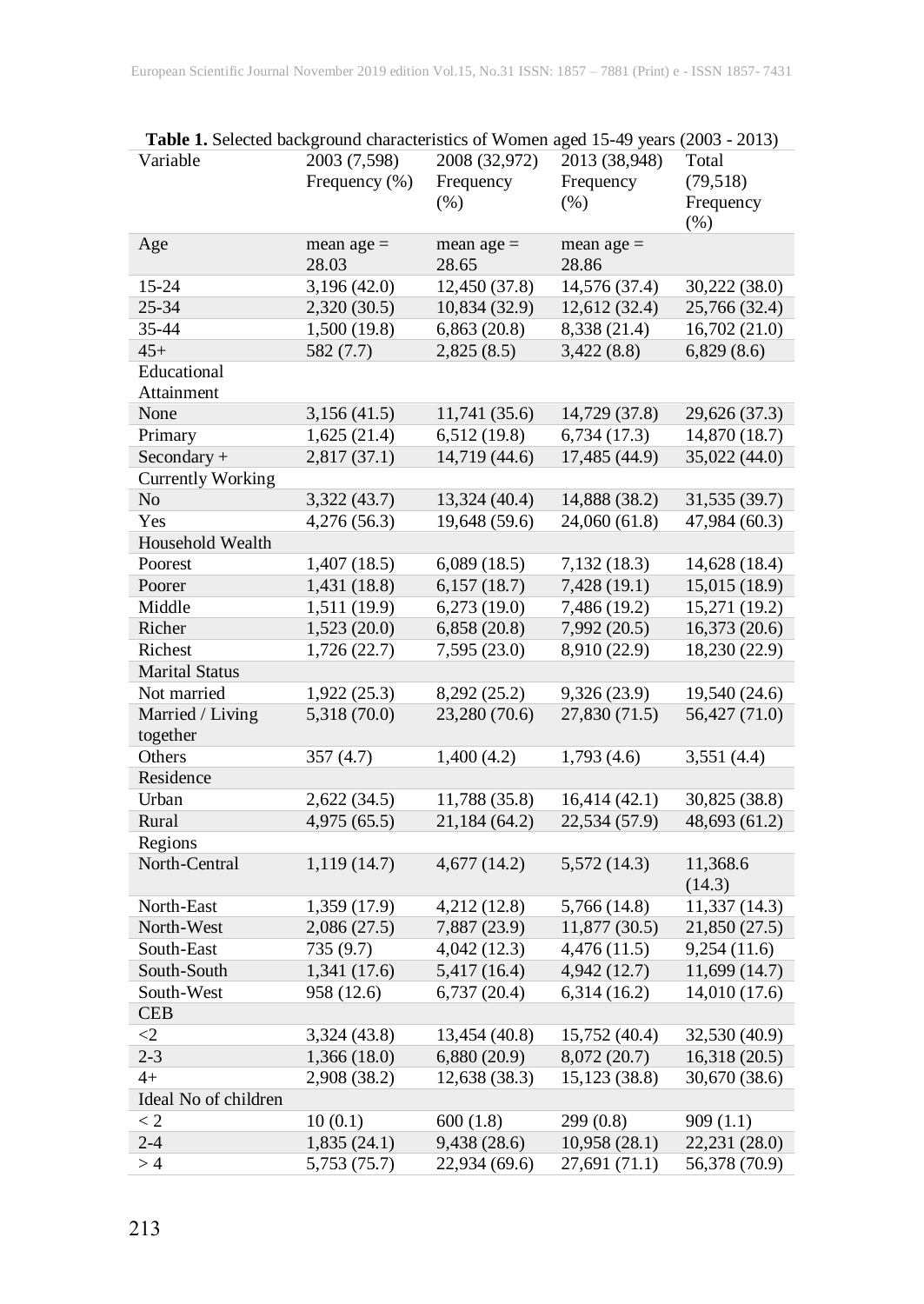**Table 1.** Selected background characteristics of Women aged 15-49 years (2003 - 2013)

| Variable | 2003 (7,598) Frequency (%) | 2008 (32,972) Frequency (%) | 2013 (38,948) Frequency (%) | Total (79,518) Frequency (%) |
|---|---|---|---|---|
| Age | mean age = 28.03 | mean age = 28.65 | mean age = 28.86 | |
| 15-24 | 3,196 (42.0) | 12,450 (37.8) | 14,576 (37.4) | 30,222 (38.0) |
| 25-34 | 2,320 (30.5) | 10,834 (32.9) | 12,612 (32.4) | 25,766 (32.4) |
| 35-44 | 1,500 (19.8) | 6,863 (20.8) | 8,338 (21.4) | 16,702 (21.0) |
| 45+ | 582 (7.7) | 2,825 (8.5) | 3,422 (8.8) | 6,829 (8.6) |
| Educational Attainment | | | | |
| None | 3,156 (41.5) | 11,741 (35.6) | 14,729 (37.8) | 29,626 (37.3) |
| Primary | 1,625 (21.4) | 6,512 (19.8) | 6,734 (17.3) | 14,870 (18.7) |
| Secondary + | 2,817 (37.1) | 14,719 (44.6) | 17,485 (44.9) | 35,022 (44.0) |
| Currently Working | | | | |
| No | 3,322 (43.7) | 13,324 (40.4) | 14,888 (38.2) | 31,535 (39.7) |
| Yes | 4,276 (56.3) | 19,648 (59.6) | 24,060 (61.8) | 47,984 (60.3) |
| Household Wealth | | | | |
| Poorest | 1,407 (18.5) | 6,089 (18.5) | 7,132 (18.3) | 14,628 (18.4) |
| Poorer | 1,431 (18.8) | 6,157 (18.7) | 7,428 (19.1) | 15,015 (18.9) |
| Middle | 1,511 (19.9) | 6,273 (19.0) | 7,486 (19.2) | 15,271 (19.2) |
| Richer | 1,523 (20.0) | 6,858 (20.8) | 7,992 (20.5) | 16,373 (20.6) |
| Richest | 1,726 (22.7) | 7,595 (23.0) | 8,910 (22.9) | 18,230 (22.9) |
| Marital Status | | | | |
| Not married | 1,922 (25.3) | 8,292 (25.2) | 9,326 (23.9) | 19,540 (24.6) |
| Married / Living together | 5,318 (70.0) | 23,280 (70.6) | 27,830 (71.5) | 56,427 (71.0) |
| Others | 357 (4.7) | 1,400 (4.2) | 1,793 (4.6) | 3,551 (4.4) |
| Residence | | | | |
| Urban | 2,622 (34.5) | 11,788 (35.8) | 16,414 (42.1) | 30,825 (38.8) |
| Rural | 4,975 (65.5) | 21,184 (64.2) | 22,534 (57.9) | 48,693 (61.2) |
| Regions | | | | |
| North-Central | 1,119 (14.7) | 4,677 (14.2) | 5,572 (14.3) | 11,368.6 (14.3) |
| North-East | 1,359 (17.9) | 4,212 (12.8) | 5,766 (14.8) | 11,337 (14.3) |
| North-West | 2,086 (27.5) | 7,887 (23.9) | 11,877 (30.5) | 21,850 (27.5) |
| South-East | 735 (9.7) | 4,042 (12.3) | 4,476 (11.5) | 9,254 (11.6) |
| South-South | 1,341 (17.6) | 5,417 (16.4) | 4,942 (12.7) | 11,699 (14.7) |
| South-West | 958 (12.6) | 6,737 (20.4) | 6,314 (16.2) | 14,010 (17.6) |
| CEB | | | | |
| <2 | 3,324 (43.8) | 13,454 (40.8) | 15,752 (40.4) | 32,530 (40.9) |
| 2-3 | 1,366 (18.0) | 6,880 (20.9) | 8,072 (20.7) | 16,318 (20.5) |
| 4+ | 2,908 (38.2) | 12,638 (38.3) | 15,123 (38.8) | 30,670 (38.6) |
| Ideal No of children | | | | |
| < 2 | 10 (0.1) | 600 (1.8) | 299 (0.8) | 909 (1.1) |
| 2-4 | 1,835 (24.1) | 9,438 (28.6) | 10,958 (28.1) | 22,231 (28.0) |
| > 4 | 5,753 (75.7) | 22,934 (69.6) | 27,691 (71.1) | 56,378 (70.9) |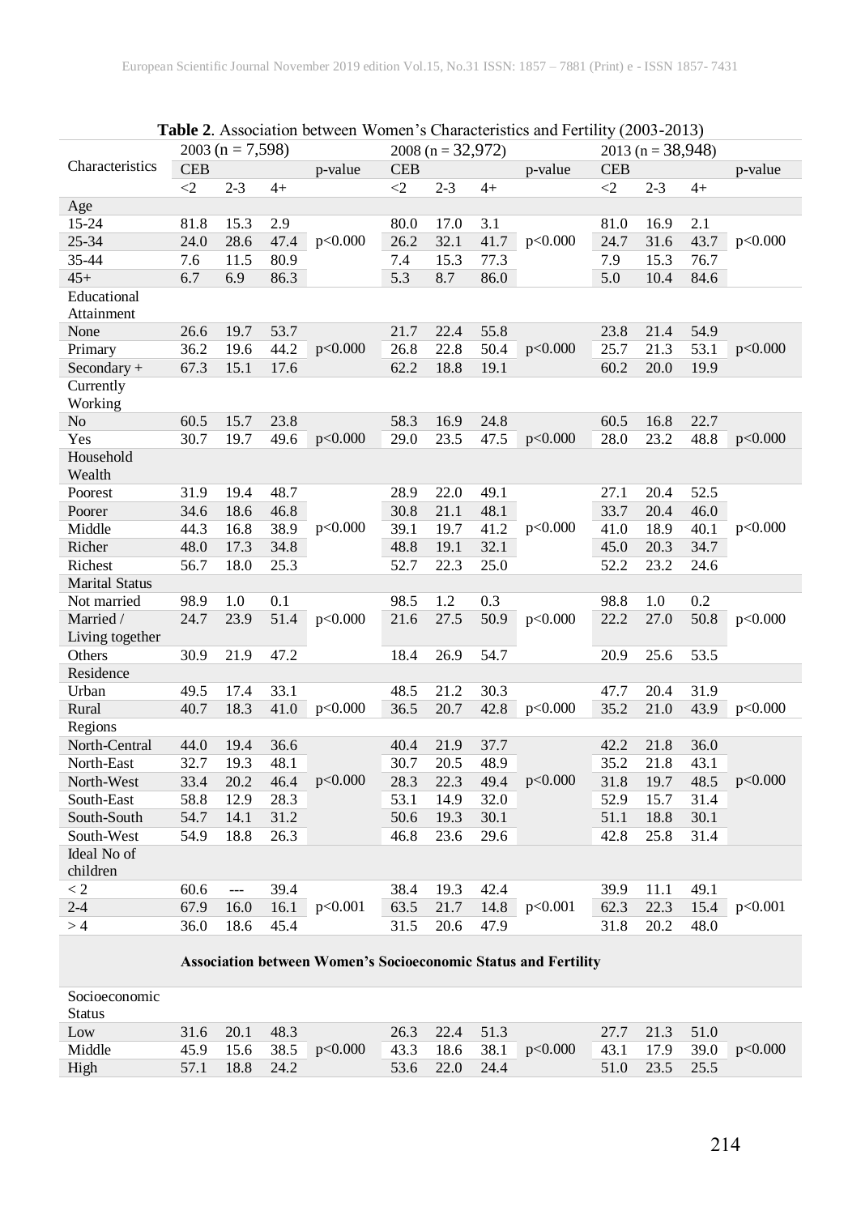**Table 2**. Association between Women's Characteristics and Fertility (2003-2013)

| Characteristics | 2003 (n = 7,598) | | | | 2008 (n = 32,972) | | | | 2013 (n = 38,948) | | | |
|---|---|---|---|---|---|---|---|---|---|---|---|---|
| | CEB | | | p-value | CEB | | | p-value | CEB | | | p-value |
| | <2 | 2-3 | 4+ | | <2 | 2-3 | 4+ | | <2 | 2-3 | 4+ | |
| Age | | | | | | | | | | | | |
| 15-24 | 81.8 | 15.3 | 2.9 | | 80.0 | 17.0 | 3.1 | | 81.0 | 16.9 | 2.1 | |
| 25-34 | 24.0 | 28.6 | 47.4 | p<0.000 | 26.2 | 32.1 | 41.7 | p<0.000 | 24.7 | 31.6 | 43.7 | p<0.000 |
| 35-44 | 7.6 | 11.5 | 80.9 | | 7.4 | 15.3 | 77.3 | | 7.9 | 15.3 | 76.7 | |
| 45+ | 6.7 | 6.9 | 86.3 | | 5.3 | 8.7 | 86.0 | | 5.0 | 10.4 | 84.6 | |
| Educational Attainment | | | | | | | | | | | | |
| None | 26.6 | 19.7 | 53.7 | | 21.7 | 22.4 | 55.8 | | 23.8 | 21.4 | 54.9 | |
| Primary | 36.2 | 19.6 | 44.2 | p<0.000 | 26.8 | 22.8 | 50.4 | p<0.000 | 25.7 | 21.3 | 53.1 | p<0.000 |
| Secondary + | 67.3 | 15.1 | 17.6 | | 62.2 | 18.8 | 19.1 | | 60.2 | 20.0 | 19.9 | |
| Currently Working | | | | | | | | | | | | |
| No | 60.5 | 15.7 | 23.8 | | 58.3 | 16.9 | 24.8 | | 60.5 | 16.8 | 22.7 | |
| Yes | 30.7 | 19.7 | 49.6 | p<0.000 | 29.0 | 23.5 | 47.5 | p<0.000 | 28.0 | 23.2 | 48.8 | p<0.000 |
| Household Wealth | | | | | | | | | | | | |
| Poorest | 31.9 | 19.4 | 48.7 | | 28.9 | 22.0 | 49.1 | | 27.1 | 20.4 | 52.5 | |
| Poorer | 34.6 | 18.6 | 46.8 | | 30.8 | 21.1 | 48.1 | | 33.7 | 20.4 | 46.0 | |
| Middle | 44.3 | 16.8 | 38.9 | p<0.000 | 39.1 | 19.7 | 41.2 | p<0.000 | 41.0 | 18.9 | 40.1 | p<0.000 |
| Richer | 48.0 | 17.3 | 34.8 | | 48.8 | 19.1 | 32.1 | | 45.0 | 20.3 | 34.7 | |
| Richest | 56.7 | 18.0 | 25.3 | | 52.7 | 22.3 | 25.0 | | 52.2 | 23.2 | 24.6 | |
| Marital Status | | | | | | | | | | | | |
| Not married | 98.9 | 1.0 | 0.1 | | 98.5 | 1.2 | 0.3 | | 98.8 | 1.0 | 0.2 | |
| Married / Living together | 24.7 | 23.9 | 51.4 | p<0.000 | 21.6 | 27.5 | 50.9 | p<0.000 | 22.2 | 27.0 | 50.8 | p<0.000 |
| Others | 30.9 | 21.9 | 47.2 | | 18.4 | 26.9 | 54.7 | | 20.9 | 25.6 | 53.5 | |
| Residence | | | | | | | | | | | | |
| Urban | 49.5 | 17.4 | 33.1 | | 48.5 | 21.2 | 30.3 | | 47.7 | 20.4 | 31.9 | |
| Rural | 40.7 | 18.3 | 41.0 | p<0.000 | 36.5 | 20.7 | 42.8 | p<0.000 | 35.2 | 21.0 | 43.9 | p<0.000 |
| Regions | | | | | | | | | | | | |
| North-Central | 44.0 | 19.4 | 36.6 | | 40.4 | 21.9 | 37.7 | | 42.2 | 21.8 | 36.0 | |
| North-East | 32.7 | 19.3 | 48.1 | | 30.7 | 20.5 | 48.9 | | 35.2 | 21.8 | 43.1 | |
| North-West | 33.4 | 20.2 | 46.4 | p<0.000 | 28.3 | 22.3 | 49.4 | p<0.000 | 31.8 | 19.7 | 48.5 | p<0.000 |
| South-East | 58.8 | 12.9 | 28.3 | | 53.1 | 14.9 | 32.0 | | 52.9 | 15.7 | 31.4 | |
| South-South | 54.7 | 14.1 | 31.2 | | 50.6 | 19.3 | 30.1 | | 51.1 | 18.8 | 30.1 | |
| South-West | 54.9 | 18.8 | 26.3 | | 46.8 | 23.6 | 29.6 | | 42.8 | 25.8 | 31.4 | |
| Ideal No of children | | | | | | | | | | | | |
| < 2 | 60.6 | --- | 39.4 | | 38.4 | 19.3 | 42.4 | | 39.9 | 11.1 | 49.1 | |
| 2-4 | 67.9 | 16.0 | 16.1 | p<0.001 | 63.5 | 21.7 | 14.8 | p<0.001 | 62.3 | 22.3 | 15.4 | p<0.001 |
| > 4 | 36.0 | 18.6 | 45.4 | | 31.5 | 20.6 | 47.9 | | 31.8 | 20.2 | 48.0 | |
| **Association between Women's Socioeconomic Status and Fertility** | | | | | | | | | | | | |
| Socioeconomic Status | | | | | | | | | | | | |
| Low | 31.6 | 20.1 | 48.3 | | 26.3 | 22.4 | 51.3 | | 27.7 | 21.3 | 51.0 | |
| Middle | 45.9 | 15.6 | 38.5 | p<0.000 | 43.3 | 18.6 | 38.1 | p<0.000 | 43.1 | 17.9 | 39.0 | p<0.000 |
| High | 57.1 | 18.8 | 24.2 | | 53.6 | 22.0 | 24.4 | | 51.0 | 23.5 | 25.5 | |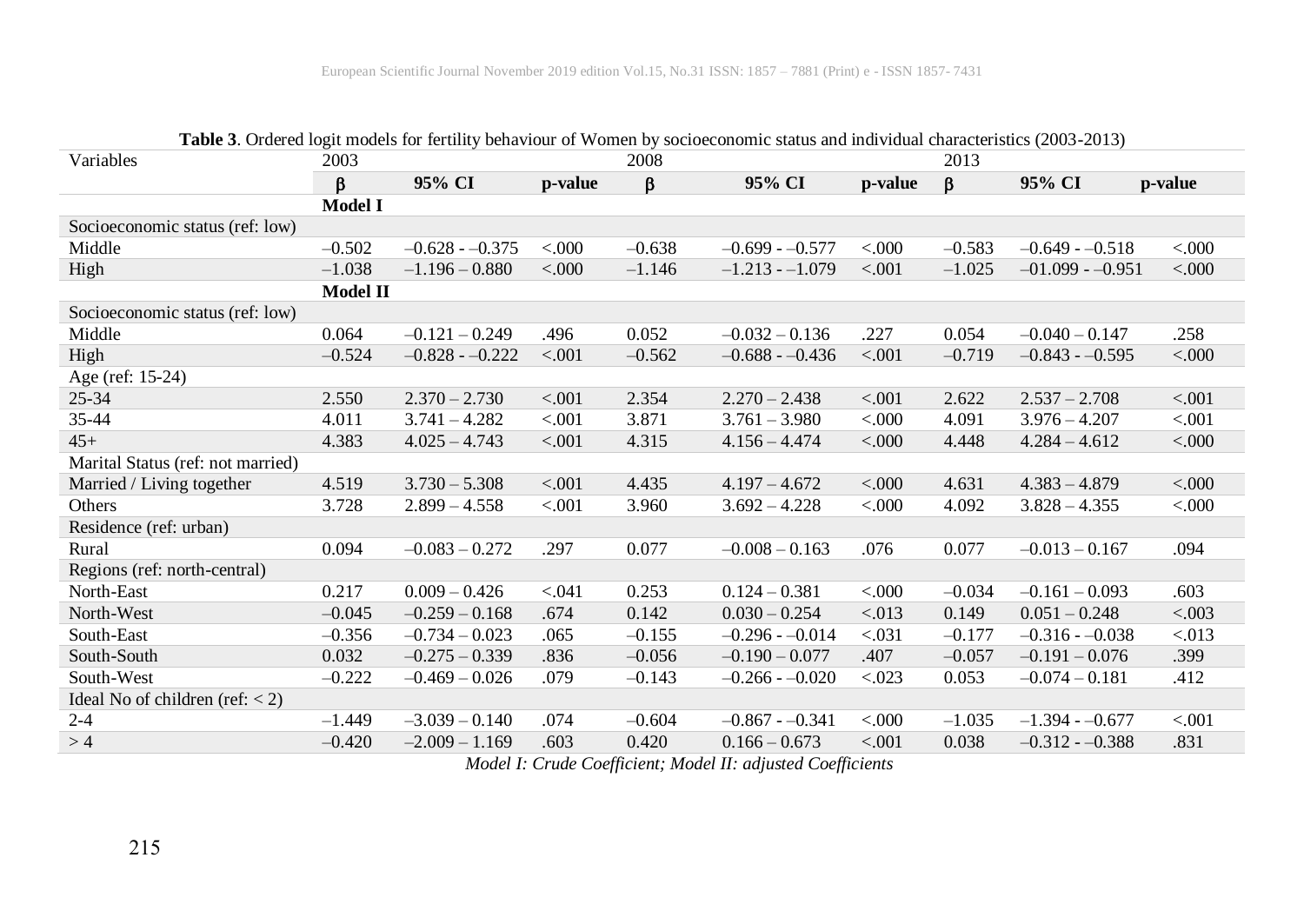**Table 3**. Ordered logit models for fertility behaviour of Women by socioeconomic status and individual characteristics (2003-2013)

| Variables | 2003 | | | 2008 | | | 2013 | | |
|---|---|---|---|---|---|---|---|---|---|
| | β | 95% CI | p-value | β | 95% CI | p-value | β | 95% CI | p-value |
| | **Model I** | | | | | | | | |
| Socioeconomic status (ref: low) | | | | | | | | | |
| Middle | –0.502 | –0.628 - –0.375 | <.000 | –0.638 | –0.699 - –0.577 | <.000 | –0.583 | –0.649 - –0.518 | <.000 |
| High | –1.038 | –1.196 – 0.880 | <.000 | –1.146 | –1.213 - –1.079 | <.001 | –1.025 | –01.099 - –0.951 | <.000 |
| | **Model II** | | | | | | | | |
| Socioeconomic status (ref: low) | | | | | | | | | |
| Middle | 0.064 | –0.121 – 0.249 | .496 | 0.052 | –0.032 – 0.136 | .227 | 0.054 | –0.040 – 0.147 | .258 |
| High | –0.524 | –0.828 - –0.222 | <.001 | –0.562 | –0.688 - –0.436 | <.001 | –0.719 | –0.843 - –0.595 | <.000 |
| Age (ref: 15-24) | | | | | | | | | |
| 25-34 | 2.550 | 2.370 – 2.730 | <.001 | 2.354 | 2.270 – 2.438 | <.001 | 2.622 | 2.537 – 2.708 | <.001 |
| 35-44 | 4.011 | 3.741 – 4.282 | <.001 | 3.871 | 3.761 – 3.980 | <.000 | 4.091 | 3.976 – 4.207 | <.001 |
| 45+ | 4.383 | 4.025 – 4.743 | <.001 | 4.315 | 4.156 – 4.474 | <.000 | 4.448 | 4.284 – 4.612 | <.000 |
| Marital Status (ref: not married) | | | | | | | | | |
| Married / Living together | 4.519 | 3.730 – 5.308 | <.001 | 4.435 | 4.197 – 4.672 | <.000 | 4.631 | 4.383 – 4.879 | <.000 |
| Others | 3.728 | 2.899 – 4.558 | <.001 | 3.960 | 3.692 – 4.228 | <.000 | 4.092 | 3.828 – 4.355 | <.000 |
| Residence (ref: urban) | | | | | | | | | |
| Rural | 0.094 | –0.083 – 0.272 | .297 | 0.077 | –0.008 – 0.163 | .076 | 0.077 | –0.013 – 0.167 | .094 |
| Regions (ref: north-central) | | | | | | | | | |
| North-East | 0.217 | 0.009 – 0.426 | <.041 | 0.253 | 0.124 – 0.381 | <.000 | –0.034 | –0.161 – 0.093 | .603 |
| North-West | –0.045 | –0.259 – 0.168 | .674 | 0.142 | 0.030 – 0.254 | <.013 | 0.149 | 0.051 – 0.248 | <.003 |
| South-East | –0.356 | –0.734 – 0.023 | .065 | –0.155 | –0.296 - –0.014 | <.031 | –0.177 | –0.316 - –0.038 | <.013 |
| South-South | 0.032 | –0.275 – 0.339 | .836 | –0.056 | –0.190 – 0.077 | .407 | –0.057 | –0.191 – 0.076 | .399 |
| South-West | –0.222 | –0.469 – 0.026 | .079 | –0.143 | –0.266 - –0.020 | <.023 | 0.053 | –0.074 – 0.181 | .412 |
| Ideal No of children (ref: < 2) | | | | | | | | | |
| 2-4 | –1.449 | –3.039 – 0.140 | .074 | –0.604 | –0.867 - –0.341 | <.000 | –1.035 | –1.394 - –0.677 | <.001 |
| > 4 | –0.420 | –2.009 – 1.169 | .603 | 0.420 | 0.166 – 0.673 | <.001 | 0.038 | –0.312 - –0.388 | .831 |

*Model I: Crude Coefficient; Model II: adjusted Coefficients*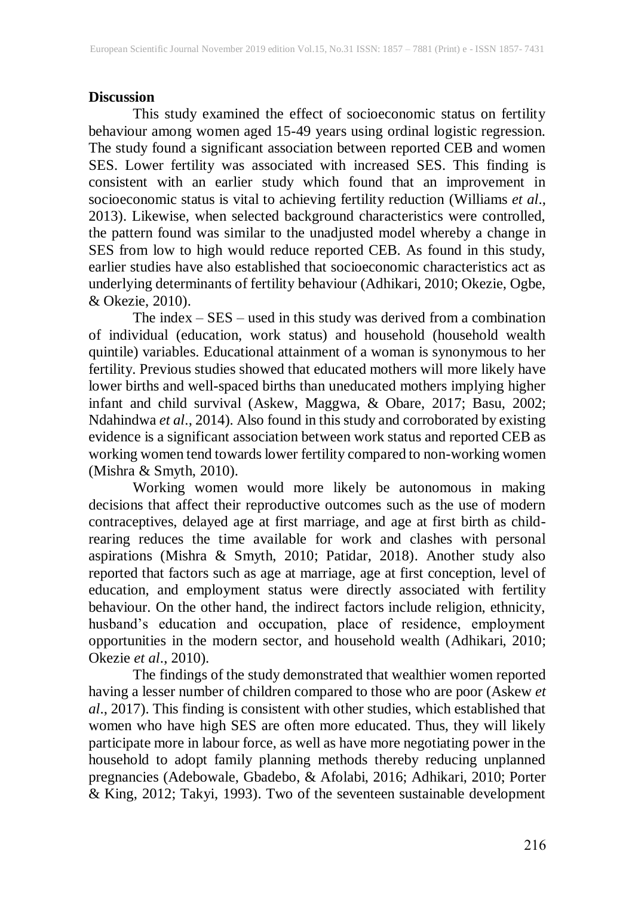**Discussion**

This study examined the effect of socioeconomic status on fertility behaviour among women aged 15-49 years using ordinal logistic regression. The study found a significant association between reported CEB and women SES. Lower fertility was associated with increased SES. This finding is consistent with an earlier study which found that an improvement in socioeconomic status is vital to achieving fertility reduction (Williams *et al*., 2013). Likewise, when selected background characteristics were controlled, the pattern found was similar to the unadjusted model whereby a change in SES from low to high would reduce reported CEB. As found in this study, earlier studies have also established that socioeconomic characteristics act as underlying determinants of fertility behaviour (Adhikari, 2010; Okezie, Ogbe, & Okezie, 2010).

The index – SES – used in this study was derived from a combination of individual (education, work status) and household (household wealth quintile) variables. Educational attainment of a woman is synonymous to her fertility. Previous studies showed that educated mothers will more likely have lower births and well-spaced births than uneducated mothers implying higher infant and child survival (Askew, Maggwa, & Obare, 2017; Basu, 2002; Ndahindwa *et al*., 2014). Also found in this study and corroborated by existing evidence is a significant association between work status and reported CEB as working women tend towards lower fertility compared to non-working women (Mishra & Smyth, 2010).

Working women would more likely be autonomous in making decisions that affect their reproductive outcomes such as the use of modern contraceptives, delayed age at first marriage, and age at first birth as child-rearing reduces the time available for work and clashes with personal aspirations (Mishra & Smyth, 2010; Patidar, 2018). Another study also reported that factors such as age at marriage, age at first conception, level of education, and employment status were directly associated with fertility behaviour. On the other hand, the indirect factors include religion, ethnicity, husband's education and occupation, place of residence, employment opportunities in the modern sector, and household wealth (Adhikari, 2010; Okezie *et al*., 2010).

The findings of the study demonstrated that wealthier women reported having a lesser number of children compared to those who are poor (Askew *et al*., 2017). This finding is consistent with other studies, which established that women who have high SES are often more educated. Thus, they will likely participate more in labour force, as well as have more negotiating power in the household to adopt family planning methods thereby reducing unplanned pregnancies (Adebowale, Gbadebo, & Afolabi, 2016; Adhikari, 2010; Porter & King, 2012; Takyi, 1993). Two of the seventeen sustainable development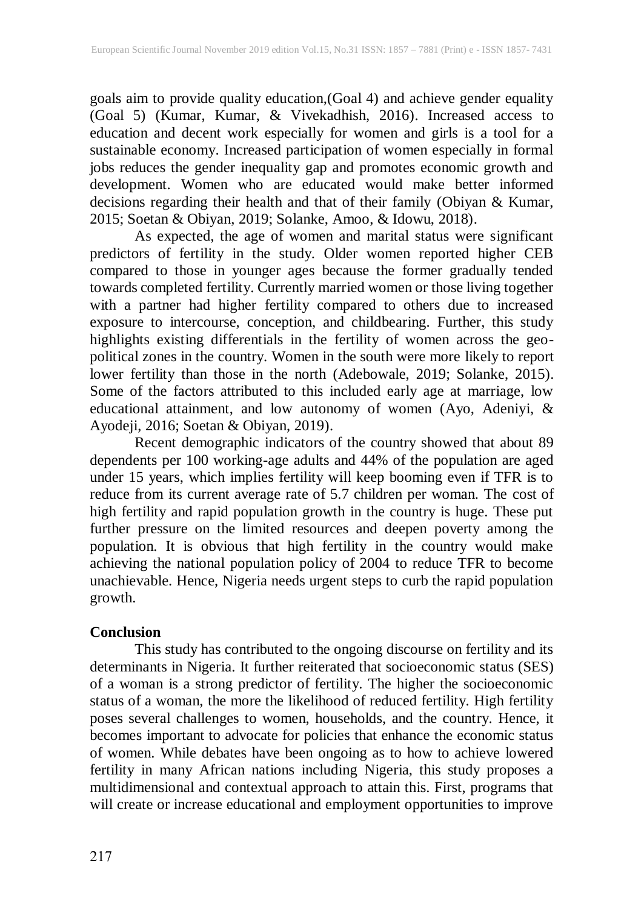goals aim to provide quality education,(Goal 4) and achieve gender equality (Goal 5) (Kumar, Kumar, & Vivekadhish, 2016). Increased access to education and decent work especially for women and girls is a tool for a sustainable economy. Increased participation of women especially in formal jobs reduces the gender inequality gap and promotes economic growth and development. Women who are educated would make better informed decisions regarding their health and that of their family (Obiyan & Kumar, 2015; Soetan & Obiyan, 2019; Solanke, Amoo, & Idowu, 2018).

As expected, the age of women and marital status were significant predictors of fertility in the study. Older women reported higher CEB compared to those in younger ages because the former gradually tended towards completed fertility. Currently married women or those living together with a partner had higher fertility compared to others due to increased exposure to intercourse, conception, and childbearing. Further, this study highlights existing differentials in the fertility of women across the geo-political zones in the country. Women in the south were more likely to report lower fertility than those in the north (Adebowale, 2019; Solanke, 2015). Some of the factors attributed to this included early age at marriage, low educational attainment, and low autonomy of women (Ayo, Adeniyi, & Ayodeji, 2016; Soetan & Obiyan, 2019).

Recent demographic indicators of the country showed that about 89 dependents per 100 working-age adults and 44% of the population are aged under 15 years, which implies fertility will keep booming even if TFR is to reduce from its current average rate of 5.7 children per woman. The cost of high fertility and rapid population growth in the country is huge. These put further pressure on the limited resources and deepen poverty among the population. It is obvious that high fertility in the country would make achieving the national population policy of 2004 to reduce TFR to become unachievable. Hence, Nigeria needs urgent steps to curb the rapid population growth.

## Conclusion

This study has contributed to the ongoing discourse on fertility and its determinants in Nigeria. It further reiterated that socioeconomic status (SES) of a woman is a strong predictor of fertility. The higher the socioeconomic status of a woman, the more the likelihood of reduced fertility. High fertility poses several challenges to women, households, and the country. Hence, it becomes important to advocate for policies that enhance the economic status of women. While debates have been ongoing as to how to achieve lowered fertility in many African nations including Nigeria, this study proposes a multidimensional and contextual approach to attain this. First, programs that will create or increase educational and employment opportunities to improve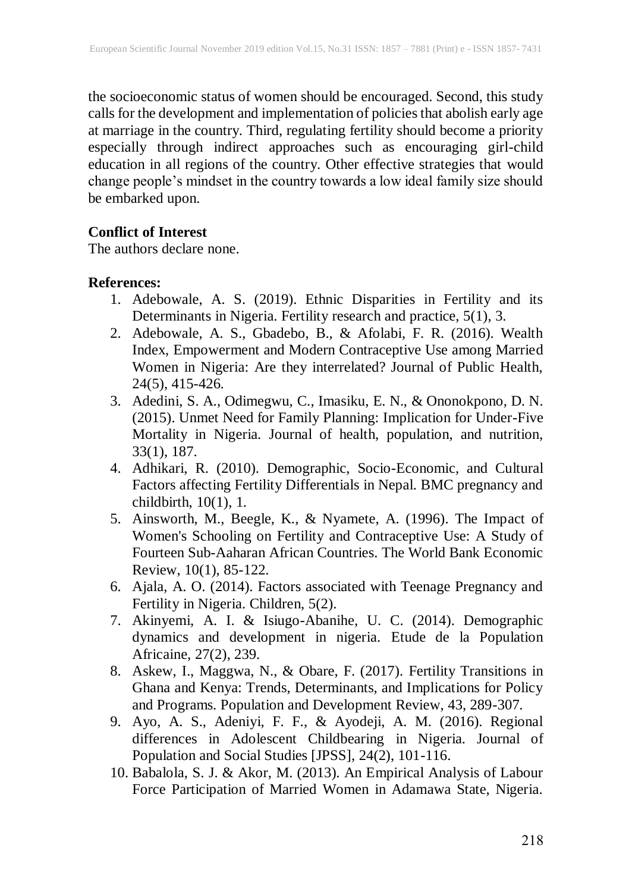the socioeconomic status of women should be encouraged. Second, this study calls for the development and implementation of policies that abolish early age at marriage in the country. Third, regulating fertility should become a priority especially through indirect approaches such as encouraging girl-child education in all regions of the country. Other effective strategies that would change people's mindset in the country towards a low ideal family size should be embarked upon.

**Conflict of Interest**

The authors declare none.

**References:**

1. Adebowale, A. S. (2019). Ethnic Disparities in Fertility and its Determinants in Nigeria. Fertility research and practice, 5(1), 3.
2. Adebowale, A. S., Gbadebo, B., & Afolabi, F. R. (2016). Wealth Index, Empowerment and Modern Contraceptive Use among Married Women in Nigeria: Are they interrelated? Journal of Public Health, 24(5), 415-426.
3. Adedini, S. A., Odimegwu, C., Imasiku, E. N., & Ononokpono, D. N. (2015). Unmet Need for Family Planning: Implication for Under-Five Mortality in Nigeria. Journal of health, population, and nutrition, 33(1), 187.
4. Adhikari, R. (2010). Demographic, Socio-Economic, and Cultural Factors affecting Fertility Differentials in Nepal. BMC pregnancy and childbirth, 10(1), 1.
5. Ainsworth, M., Beegle, K., & Nyamete, A. (1996). The Impact of Women's Schooling on Fertility and Contraceptive Use: A Study of Fourteen Sub-Aaharan African Countries. The World Bank Economic Review, 10(1), 85-122.
6. Ajala, A. O. (2014). Factors associated with Teenage Pregnancy and Fertility in Nigeria. Children, 5(2).
7. Akinyemi, A. I. & Isiugo-Abanihe, U. C. (2014). Demographic dynamics and development in nigeria. Etude de la Population Africaine, 27(2), 239.
8. Askew, I., Maggwa, N., & Obare, F. (2017). Fertility Transitions in Ghana and Kenya: Trends, Determinants, and Implications for Policy and Programs. Population and Development Review, 43, 289-307.
9. Ayo, A. S., Adeniyi, F. F., & Ayodeji, A. M. (2016). Regional differences in Adolescent Childbearing in Nigeria. Journal of Population and Social Studies [JPSS], 24(2), 101-116.
10. Babalola, S. J. & Akor, M. (2013). An Empirical Analysis of Labour Force Participation of Married Women in Adamawa State, Nigeria.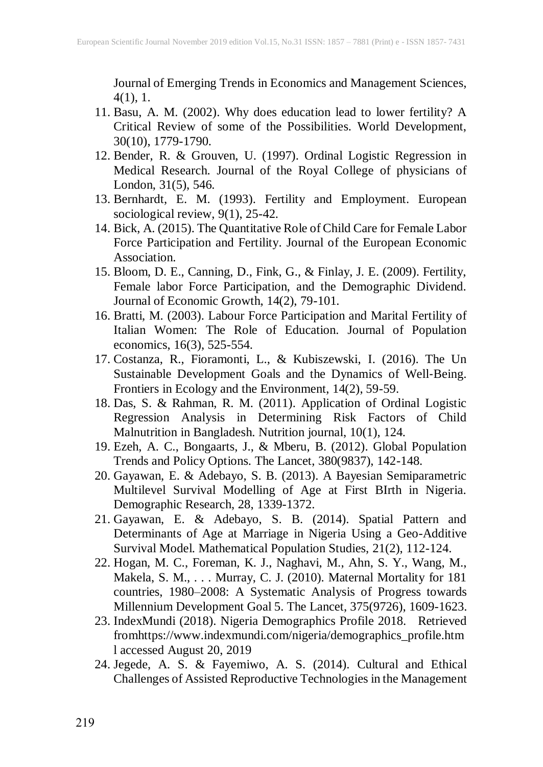Journal of Emerging Trends in Economics and Management Sciences, 4(1), 1.

11. Basu, A. M. (2002). Why does education lead to lower fertility? A Critical Review of some of the Possibilities. World Development, 30(10), 1779-1790.
12. Bender, R. & Grouven, U. (1997). Ordinal Logistic Regression in Medical Research. Journal of the Royal College of physicians of London, 31(5), 546.
13. Bernhardt, E. M. (1993). Fertility and Employment. European sociological review, 9(1), 25-42.
14. Bick, A. (2015). The Quantitative Role of Child Care for Female Labor Force Participation and Fertility. Journal of the European Economic Association.
15. Bloom, D. E., Canning, D., Fink, G., & Finlay, J. E. (2009). Fertility, Female labor Force Participation, and the Demographic Dividend. Journal of Economic Growth, 14(2), 79-101.
16. Bratti, M. (2003). Labour Force Participation and Marital Fertility of Italian Women: The Role of Education. Journal of Population economics, 16(3), 525-554.
17. Costanza, R., Fioramonti, L., & Kubiszewski, I. (2016). The Un Sustainable Development Goals and the Dynamics of Well-Being. Frontiers in Ecology and the Environment, 14(2), 59-59.
18. Das, S. & Rahman, R. M. (2011). Application of Ordinal Logistic Regression Analysis in Determining Risk Factors of Child Malnutrition in Bangladesh. Nutrition journal, 10(1), 124.
19. Ezeh, A. C., Bongaarts, J., & Mberu, B. (2012). Global Population Trends and Policy Options. The Lancet, 380(9837), 142-148.
20. Gayawan, E. & Adebayo, S. B. (2013). A Bayesian Semiparametric Multilevel Survival Modelling of Age at First BIrth in Nigeria. Demographic Research, 28, 1339-1372.
21. Gayawan, E. & Adebayo, S. B. (2014). Spatial Pattern and Determinants of Age at Marriage in Nigeria Using a Geo-Additive Survival Model. Mathematical Population Studies, 21(2), 112-124.
22. Hogan, M. C., Foreman, K. J., Naghavi, M., Ahn, S. Y., Wang, M., Makela, S. M., . . . Murray, C. J. (2010). Maternal Mortality for 181 countries, 1980–2008: A Systematic Analysis of Progress towards Millennium Development Goal 5. The Lancet, 375(9726), 1609-1623.
23. IndexMundi (2018). Nigeria Demographics Profile 2018. Retrieved fromhttps://www.indexmundi.com/nigeria/demographics_profile.html accessed August 20, 2019
24. Jegede, A. S. & Fayemiwo, A. S. (2014). Cultural and Ethical Challenges of Assisted Reproductive Technologies in the Management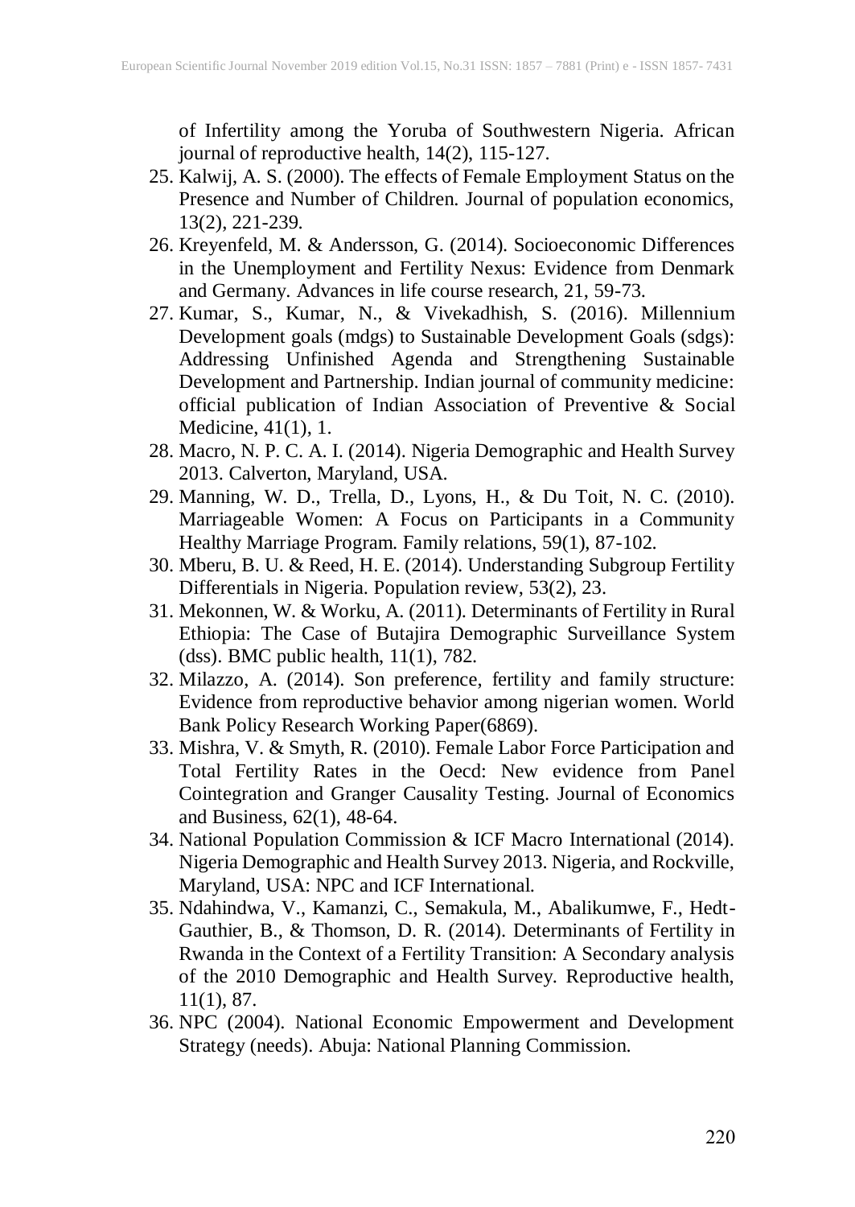of Infertility among the Yoruba of Southwestern Nigeria. African journal of reproductive health, 14(2), 115-127.

25. Kalwij, A. S. (2000). The effects of Female Employment Status on the Presence and Number of Children. Journal of population economics, 13(2), 221-239.
26. Kreyenfeld, M. & Andersson, G. (2014). Socioeconomic Differences in the Unemployment and Fertility Nexus: Evidence from Denmark and Germany. Advances in life course research, 21, 59-73.
27. Kumar, S., Kumar, N., & Vivekadhish, S. (2016). Millennium Development goals (mdgs) to Sustainable Development Goals (sdgs): Addressing Unfinished Agenda and Strengthening Sustainable Development and Partnership. Indian journal of community medicine: official publication of Indian Association of Preventive & Social Medicine, 41(1), 1.
28. Macro, N. P. C. A. I. (2014). Nigeria Demographic and Health Survey 2013. Calverton, Maryland, USA.
29. Manning, W. D., Trella, D., Lyons, H., & Du Toit, N. C. (2010). Marriageable Women: A Focus on Participants in a Community Healthy Marriage Program. Family relations, 59(1), 87-102.
30. Mberu, B. U. & Reed, H. E. (2014). Understanding Subgroup Fertility Differentials in Nigeria. Population review, 53(2), 23.
31. Mekonnen, W. & Worku, A. (2011). Determinants of Fertility in Rural Ethiopia: The Case of Butajira Demographic Surveillance System (dss). BMC public health, 11(1), 782.
32. Milazzo, A. (2014). Son preference, fertility and family structure: Evidence from reproductive behavior among nigerian women. World Bank Policy Research Working Paper(6869).
33. Mishra, V. & Smyth, R. (2010). Female Labor Force Participation and Total Fertility Rates in the Oecd: New evidence from Panel Cointegration and Granger Causality Testing. Journal of Economics and Business, 62(1), 48-64.
34. National Population Commission & ICF Macro International (2014). Nigeria Demographic and Health Survey 2013. Nigeria, and Rockville, Maryland, USA: NPC and ICF International.
35. Ndahindwa, V., Kamanzi, C., Semakula, M., Abalikumwe, F., Hedt-Gauthier, B., & Thomson, D. R. (2014). Determinants of Fertility in Rwanda in the Context of a Fertility Transition: A Secondary analysis of the 2010 Demographic and Health Survey. Reproductive health, 11(1), 87.
36. NPC (2004). National Economic Empowerment and Development Strategy (needs). Abuja: National Planning Commission.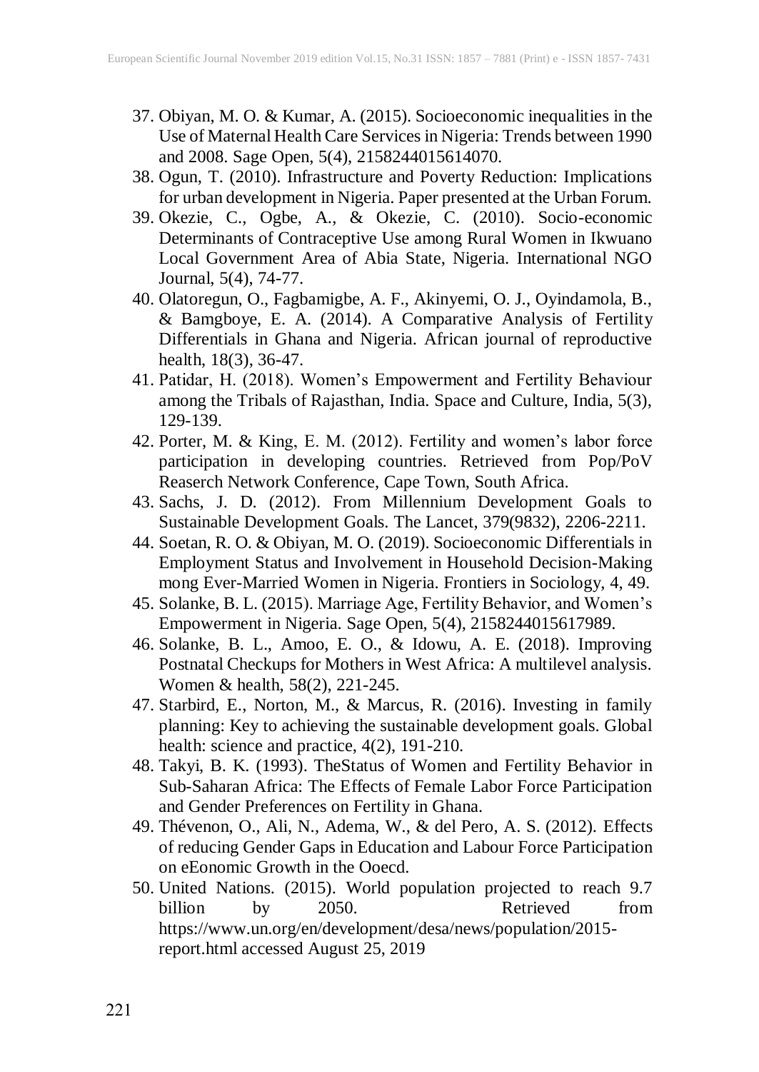37. Obiyan, M. O. & Kumar, A. (2015). Socioeconomic inequalities in the Use of Maternal Health Care Services in Nigeria: Trends between 1990 and 2008. Sage Open, 5(4), 2158244015614070.
38. Ogun, T. (2010). Infrastructure and Poverty Reduction: Implications for urban development in Nigeria. Paper presented at the Urban Forum.
39. Okezie, C., Ogbe, A., & Okezie, C. (2010). Socio-economic Determinants of Contraceptive Use among Rural Women in Ikwuano Local Government Area of Abia State, Nigeria. International NGO Journal, 5(4), 74-77.
40. Olatoregun, O., Fagbamigbe, A. F., Akinyemi, O. J., Oyindamola, B., & Bamgboye, E. A. (2014). A Comparative Analysis of Fertility Differentials in Ghana and Nigeria. African journal of reproductive health, 18(3), 36-47.
41. Patidar, H. (2018). Women's Empowerment and Fertility Behaviour among the Tribals of Rajasthan, India. Space and Culture, India, 5(3), 129-139.
42. Porter, M. & King, E. M. (2012). Fertility and women's labor force participation in developing countries. Retrieved from Pop/PoV Reaserch Network Conference, Cape Town, South Africa.
43. Sachs, J. D. (2012). From Millennium Development Goals to Sustainable Development Goals. The Lancet, 379(9832), 2206-2211.
44. Soetan, R. O. & Obiyan, M. O. (2019). Socioeconomic Differentials in Employment Status and Involvement in Household Decision-Making mong Ever-Married Women in Nigeria. Frontiers in Sociology, 4, 49.
45. Solanke, B. L. (2015). Marriage Age, Fertility Behavior, and Women's Empowerment in Nigeria. Sage Open, 5(4), 2158244015617989.
46. Solanke, B. L., Amoo, E. O., & Idowu, A. E. (2018). Improving Postnatal Checkups for Mothers in West Africa: A multilevel analysis. Women & health, 58(2), 221-245.
47. Starbird, E., Norton, M., & Marcus, R. (2016). Investing in family planning: Key to achieving the sustainable development goals. Global health: science and practice, 4(2), 191-210.
48. Takyi, B. K. (1993). TheStatus of Women and Fertility Behavior in Sub-Saharan Africa: The Effects of Female Labor Force Participation and Gender Preferences on Fertility in Ghana.
49. Thévenon, O., Ali, N., Adema, W., & del Pero, A. S. (2012). Effects of reducing Gender Gaps in Education and Labour Force Participation on eEonomic Growth in the Ooecd.
50. United Nations. (2015). World population projected to reach 9.7 billion by 2050. Retrieved from https://www.un.org/en/development/desa/news/population/2015-report.html accessed August 25, 2019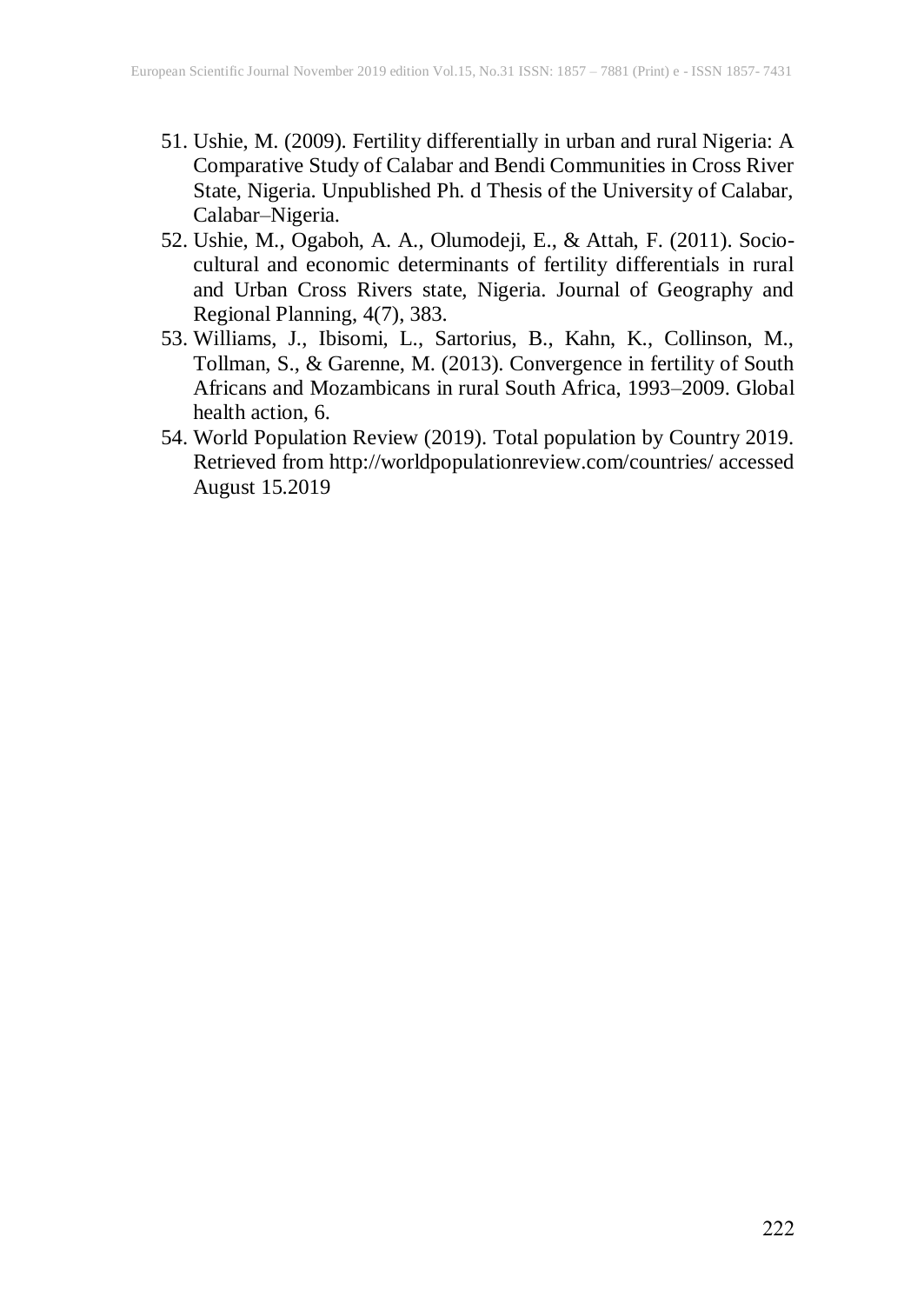51. Ushie, M. (2009). Fertility differentially in urban and rural Nigeria: A Comparative Study of Calabar and Bendi Communities in Cross River State, Nigeria. Unpublished Ph. d Thesis of the University of Calabar, Calabar–Nigeria.
52. Ushie, M., Ogaboh, A. A., Olumodeji, E., & Attah, F. (2011). Socio-cultural and economic determinants of fertility differentials in rural and Urban Cross Rivers state, Nigeria. Journal of Geography and Regional Planning, 4(7), 383.
53. Williams, J., Ibisomi, L., Sartorius, B., Kahn, K., Collinson, M., Tollman, S., & Garenne, M. (2013). Convergence in fertility of South Africans and Mozambicans in rural South Africa, 1993–2009. Global health action, 6.
54. World Population Review (2019). Total population by Country 2019. Retrieved from http://worldpopulationreview.com/countries/ accessed August 15.2019